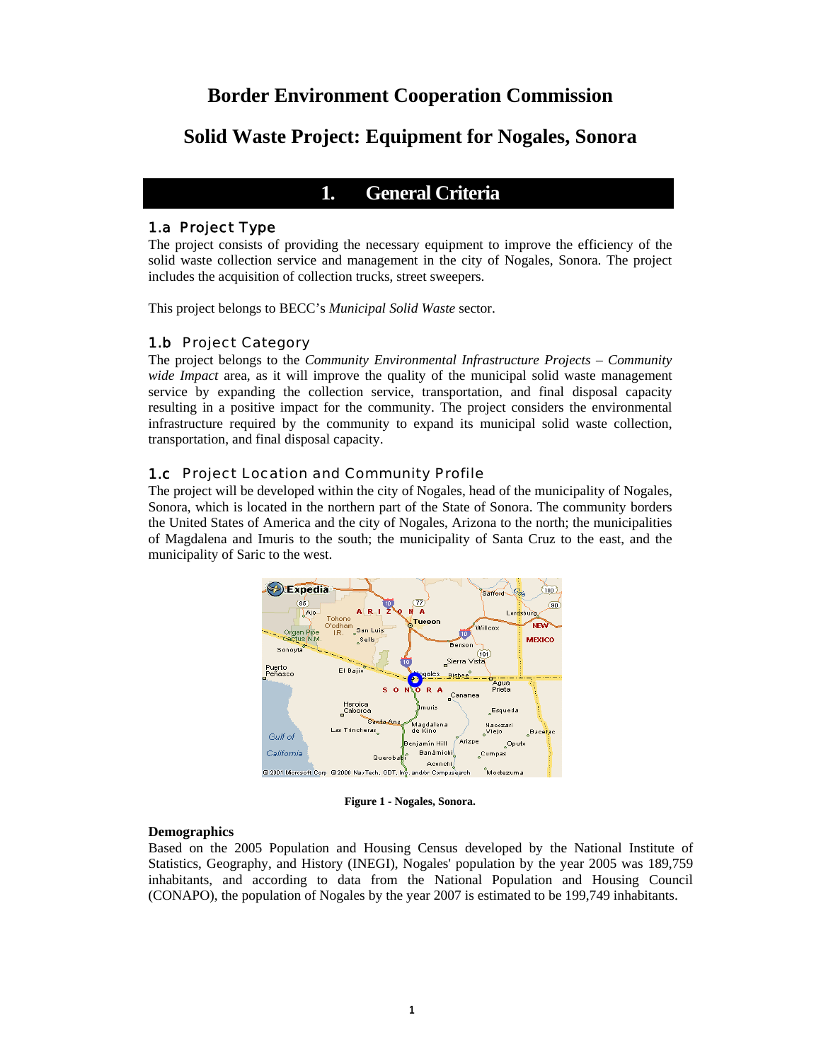# Border Environment Cooperation Commission

# Solid Waste Project: Equipment for Nogales, Sonora

## 1. General Criteria

### 1.a Project Type

The project consists of providing the necessary equipment to improve the efficiency of the solid waste collection service and management in the city of Nogales, Sonora. The project includes the acquisition of collection trucks, street sweepers.

This project belongs to BECC's *Municipal Solid Waste* sector.

### 1.b Project Category

The project belongs to the *Community Environmental Infrastructure Projects – Community wide Impact* area, as it will improve the quality of the municipal solid waste management service by expanding the collection service, transportation, and final disposal capacity resulting in a positive impact for the community. The project considers the environmental infrastructure required by the community to expand its municipal solid waste collection, transportation, and final disposal capacity.

### 1.c Project Location and Community Profile

The project will be developed within the city of Nogales, head of the municipality of Nogales, Sonora, which is located in the northern part of the State of Sonora. The community borders the United States of America and the city of Nogales, Arizona to the north; the municipalities of Magdalena and Imuris to the south; the municipality of Santa Cruz to the east, and the municipality of Saric to the west.

**Figure 1 - Nogales, Sonora.**

**Demographics**

Based on the 2005 Population and Housing Census developed by the National Institute of Statistics, Geography, and History (INEGI), Nogales' population by the year 2005 was 189,759 inhabitants, and according to data from the National Population and Housing Council (CONAPO), the population of Nogales by the year 2007 is estimated to be 199,749 inhabitants.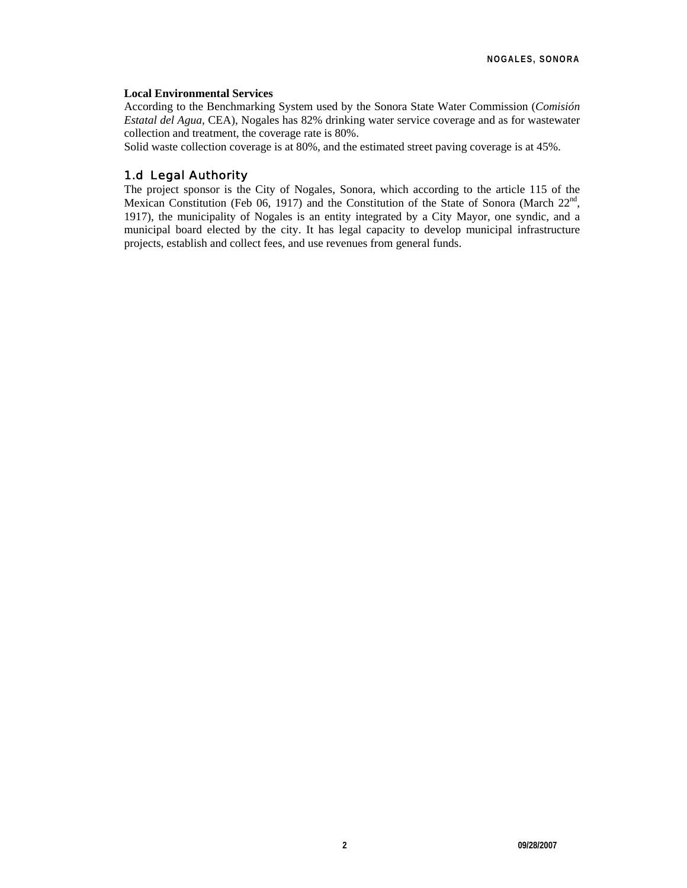**Local Environmental Services**

According to the Benchmarking System used by the Sonora State Water Commission (*Comisión Estatal del Agua*, CEA), Nogales has 82% drinking water service coverage and as for wastewater collection and treatment, the coverage rate is 80%.

Solid waste collection coverage is at 80%, and the estimated street paving coverage is at 45%.

### 1.d Legal Authority

The project sponsor is the City of Nogales, Sonora, which according to the article 115 of the Mexican Constitution (Feb 06, 1917) and the Constitution of the State of Sonora (March 22nd, 1917), the municipality of Nogales is an entity integrated by a City Mayor, one syndic, and a municipal board elected by the city. It has legal capacity to develop municipal infrastructure projects, establish and collect fees, and use revenues from general funds.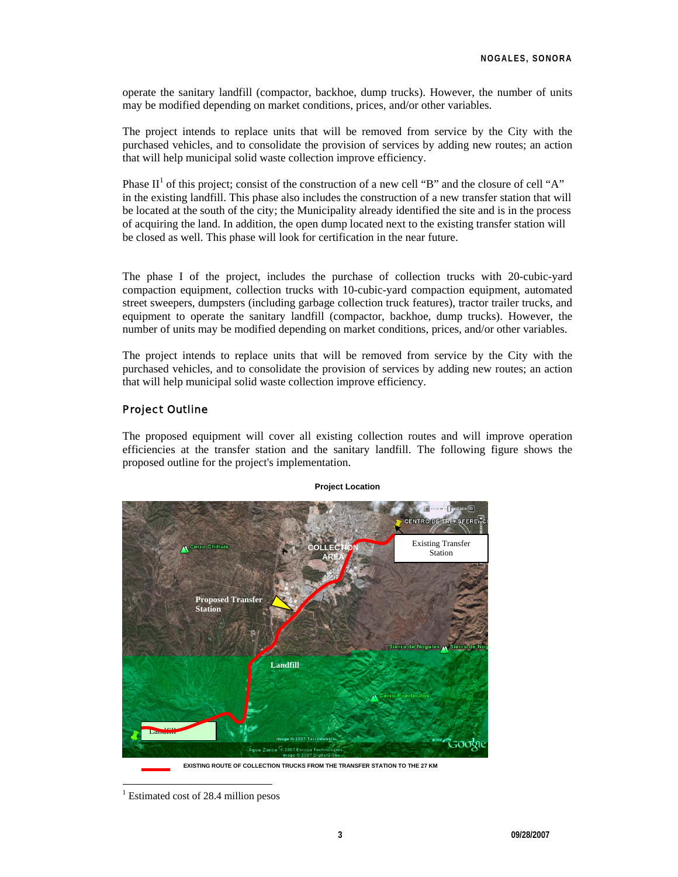operate the sanitary landfill (compactor, backhoe, dump trucks). However, the number of units may be modified depending on market conditions, prices, and/or other variables.

The project intends to replace units that will be removed from service by the City with the purchased vehicles, and to consolidate the provision of services by adding new routes; an action that will help municipal solid waste collection improve efficiency.

Phase II[1] of this project; consist of the construction of a new cell "B" and the closure of cell "A" in the existing landfill. This phase also includes the construction of a new transfer station that will be located at the south of the city; the Municipality already identified the site and is in the process of acquiring the land. In addition, the open dump located next to the existing transfer station will be closed as well. This phase will look for certification in the near future.

The phase I of the project, includes the purchase of collection trucks with 20-cubic-yard compaction equipment, collection trucks with 10-cubic-yard compaction equipment, automated street sweepers, dumpsters (including garbage collection truck features), tractor trailer trucks, and equipment to operate the sanitary landfill (compactor, backhoe, dump trucks). However, the number of units may be modified depending on market conditions, prices, and/or other variables.

The project intends to replace units that will be removed from service by the City with the purchased vehicles, and to consolidate the provision of services by adding new routes; an action that will help municipal solid waste collection improve efficiency.

## Project Outline

The proposed equipment will cover all existing collection routes and will improve operation efficiencies at the transfer station and the sanitary landfill. The following figure shows the proposed outline for the project's implementation.

**Project Location**

EXISTING ROUTE OF COLLECTION TRUCKS FROM THE TRANSFER STATION TO THE 27 KM

[1] Estimated cost of 28.4 million pesos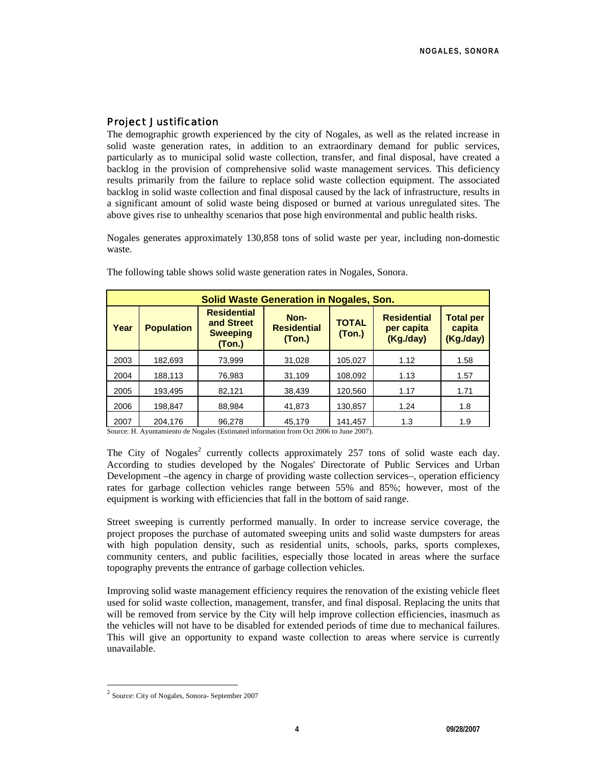## Project Justification

The demographic growth experienced by the city of Nogales, as well as the related increase in solid waste generation rates, in addition to an extraordinary demand for public services, particularly as to municipal solid waste collection, transfer, and final disposal, have created a backlog in the provision of comprehensive solid waste management services. This deficiency results primarily from the failure to replace solid waste collection equipment. The associated backlog in solid waste collection and final disposal caused by the lack of infrastructure, results in a significant amount of solid waste being disposed or burned at various unregulated sites. The above gives rise to unhealthy scenarios that pose high environmental and public health risks.

Nogales generates approximately 130,858 tons of solid waste per year, including non-domestic waste.

The following table shows solid waste generation rates in Nogales, Sonora.

| Solid Waste Generation in Nogales, Son. | | | | | | |
|---|---|---|---|---|---|---|
| **Year** | **Population** | **Residential and Street Sweeping (Ton.)** | **Non-Residential (Ton.)** | **TOTAL (Ton.)** | **Residential per capita (Kg./day)** | **Total per capita (Kg./day)** |
| 2003 | 182,693 | 73,999 | 31,028 | 105,027 | 1.12 | 1.58 |
| 2004 | 188,113 | 76,983 | 31,109 | 108,092 | 1.13 | 1.57 |
| 2005 | 193,495 | 82,121 | 38,439 | 120,560 | 1.17 | 1.71 |
| 2006 | 198,847 | 88,984 | 41,873 | 130,857 | 1.24 | 1.8 |
| 2007 | 204,176 | 96,278 | 45,179 | 141,457 | 1.3 | 1.9 |

Source: H. Ayuntamiento de Nogales (Estimated information from Oct 2006 to June 2007).

The City of Nogales[2] currently collects approximately 257 tons of solid waste each day. According to studies developed by the Nogales' Directorate of Public Services and Urban Development –the agency in charge of providing waste collection services–, operation efficiency rates for garbage collection vehicles range between 55% and 85%; however, most of the equipment is working with efficiencies that fall in the bottom of said range.

Street sweeping is currently performed manually. In order to increase service coverage, the project proposes the purchase of automated sweeping units and solid waste dumpsters for areas with high population density, such as residential units, schools, parks, sports complexes, community centers, and public facilities, especially those located in areas where the surface topography prevents the entrance of garbage collection vehicles.

Improving solid waste management efficiency requires the renovation of the existing vehicle fleet used for solid waste collection, management, transfer, and final disposal. Replacing the units that will be removed from service by the City will help improve collection efficiencies, inasmuch as the vehicles will not have to be disabled for extended periods of time due to mechanical failures. This will give an opportunity to expand waste collection to areas where service is currently unavailable.

[2] Source: City of Nogales, Sonora- September 2007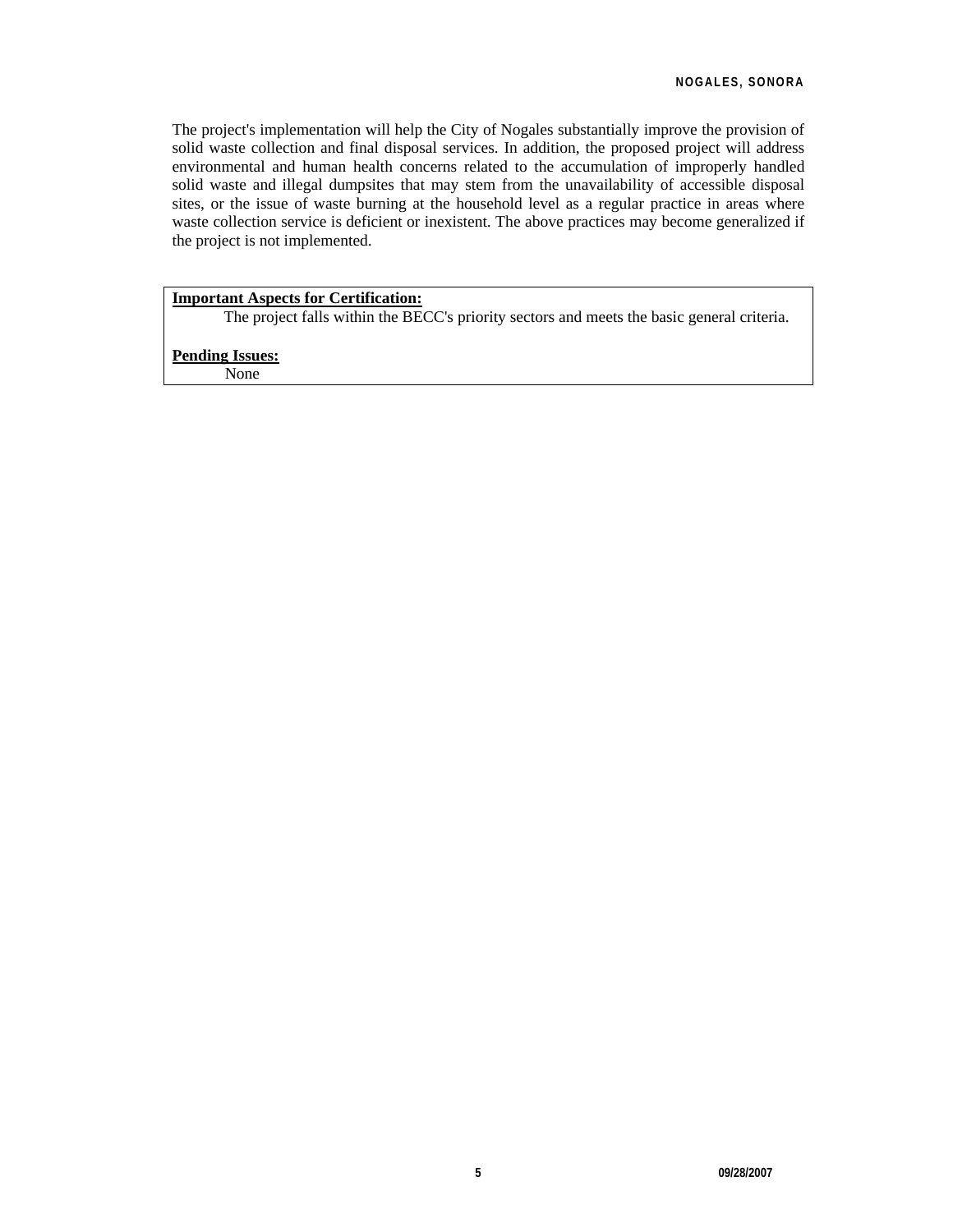The project's implementation will help the City of Nogales substantially improve the provision of solid waste collection and final disposal services. In addition, the proposed project will address environmental and human health concerns related to the accumulation of improperly handled solid waste and illegal dumpsites that may stem from the unavailability of accessible disposal sites, or the issue of waste burning at the household level as a regular practice in areas where waste collection service is deficient or inexistent. The above practices may become generalized if the project is not implemented.

**Important Aspects for Certification:**

The project falls within the BECC's priority sectors and meets the basic general criteria.

**Pending Issues:**

None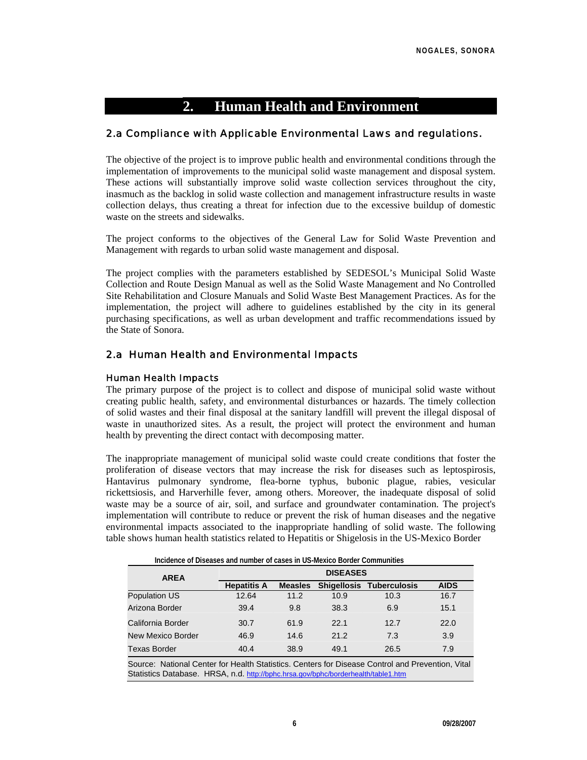# 2. Human Health and Environment

## 2.a Compliance with Applicable Environmental Laws and regulations.

The objective of the project is to improve public health and environmental conditions through the implementation of improvements to the municipal solid waste management and disposal system. These actions will substantially improve solid waste collection services throughout the city, inasmuch as the backlog in solid waste collection and management infrastructure results in waste collection delays, thus creating a threat for infection due to the excessive buildup of domestic waste on the streets and sidewalks.

The project conforms to the objectives of the General Law for Solid Waste Prevention and Management with regards to urban solid waste management and disposal.

The project complies with the parameters established by SEDESOL's Municipal Solid Waste Collection and Route Design Manual as well as the Solid Waste Management and No Controlled Site Rehabilitation and Closure Manuals and Solid Waste Best Management Practices. As for the implementation, the project will adhere to guidelines established by the city in its general purchasing specifications, as well as urban development and traffic recommendations issued by the State of Sonora.

## 2.a Human Health and Environmental Impacts

### Human Health Impacts

The primary purpose of the project is to collect and dispose of municipal solid waste without creating public health, safety, and environmental disturbances or hazards. The timely collection of solid wastes and their final disposal at the sanitary landfill will prevent the illegal disposal of waste in unauthorized sites. As a result, the project will protect the environment and human health by preventing the direct contact with decomposing matter.

The inappropriate management of municipal solid waste could create conditions that foster the proliferation of disease vectors that may increase the risk for diseases such as leptospirosis, Hantavirus pulmonary syndrome, flea-borne typhus, bubonic plague, rabies, vesicular rickettsiosis, and Harverhille fever, among others. Moreover, the inadequate disposal of solid waste may be a source of air, soil, and surface and groundwater contamination. The project's implementation will contribute to reduce or prevent the risk of human diseases and the negative environmental impacts associated to the inappropriate handling of solid waste. The following table shows human health statistics related to Hepatitis or Shigelosis in the US-Mexico Border

**Incidence of Diseases and number of cases in US-Mexico Border Communities**

| AREA | DISEASES | | | | |
|---|---|---|---|---|---|
| | Hepatitis A | Measles | Shigellosis | Tuberculosis | AIDS |
| Population US | 12.64 | 11.2 | 10.9 | 10.3 | 16.7 |
| Arizona Border | 39.4 | 9.8 | 38.3 | 6.9 | 15.1 |
| California Border | 30.7 | 61.9 | 22.1 | 12.7 | 22.0 |
| New Mexico Border | 46.9 | 14.6 | 21.2 | 7.3 | 3.9 |
| Texas Border | 40.4 | 38.9 | 49.1 | 26.5 | 7.9 |

Source: National Center for Health Statistics. Centers for Disease Control and Prevention, Vital Statistics Database. HRSA, n.d. http://bphc.hrsa.gov/bphc/borderhealth/table1.htm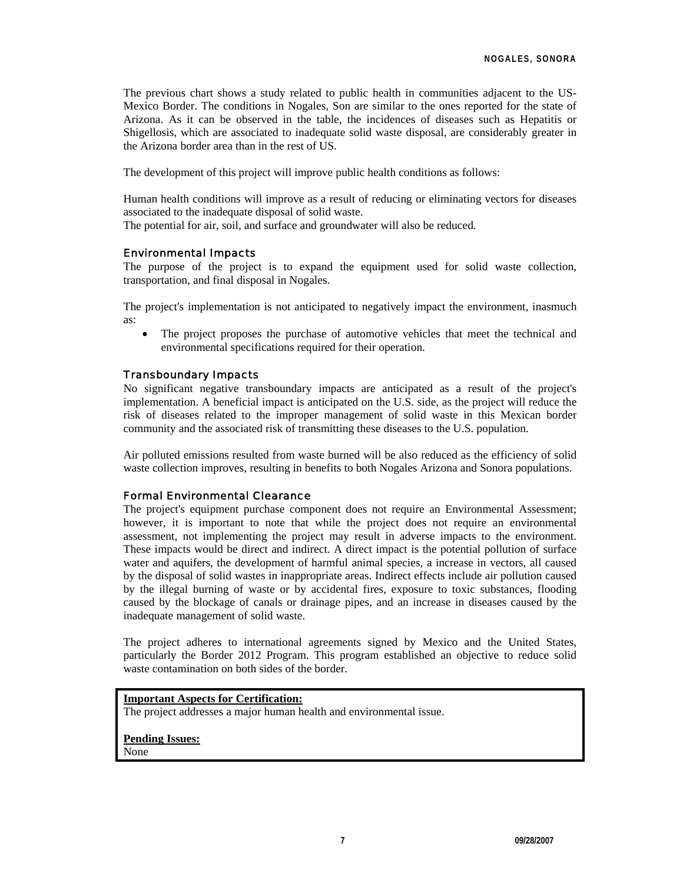The previous chart shows a study related to public health in communities adjacent to the US-Mexico Border. The conditions in Nogales, Son are similar to the ones reported for the state of Arizona. As it can be observed in the table, the incidences of diseases such as Hepatitis or Shigellosis, which are associated to inadequate solid waste disposal, are considerably greater in the Arizona border area than in the rest of US.

The development of this project will improve public health conditions as follows:

Human health conditions will improve as a result of reducing or eliminating vectors for diseases associated to the inadequate disposal of solid waste.
The potential for air, soil, and surface and groundwater will also be reduced.

### Environmental Impacts

The purpose of the project is to expand the equipment used for solid waste collection, transportation, and final disposal in Nogales.

The project's implementation is not anticipated to negatively impact the environment, inasmuch as:

- The project proposes the purchase of automotive vehicles that meet the technical and environmental specifications required for their operation.

### Transboundary Impacts

No significant negative transboundary impacts are anticipated as a result of the project's implementation. A beneficial impact is anticipated on the U.S. side, as the project will reduce the risk of diseases related to the improper management of solid waste in this Mexican border community and the associated risk of transmitting these diseases to the U.S. population.

Air polluted emissions resulted from waste burned will be also reduced as the efficiency of solid waste collection improves, resulting in benefits to both Nogales Arizona and Sonora populations.

### Formal Environmental Clearance

The project's equipment purchase component does not require an Environmental Assessment; however, it is important to note that while the project does not require an environmental assessment, not implementing the project may result in adverse impacts to the environment. These impacts would be direct and indirect. A direct impact is the potential pollution of surface water and aquifers, the development of harmful animal species, a increase in vectors, all caused by the disposal of solid wastes in inappropriate areas. Indirect effects include air pollution caused by the illegal burning of waste or by accidental fires, exposure to toxic substances, flooding caused by the blockage of canals or drainage pipes, and an increase in diseases caused by the inadequate management of solid waste.

The project adheres to international agreements signed by Mexico and the United States, particularly the Border 2012 Program. This program established an objective to reduce solid waste contamination on both sides of the border.

**Important Aspects for Certification:**
The project addresses a major human health and environmental issue.

**Pending Issues:**
None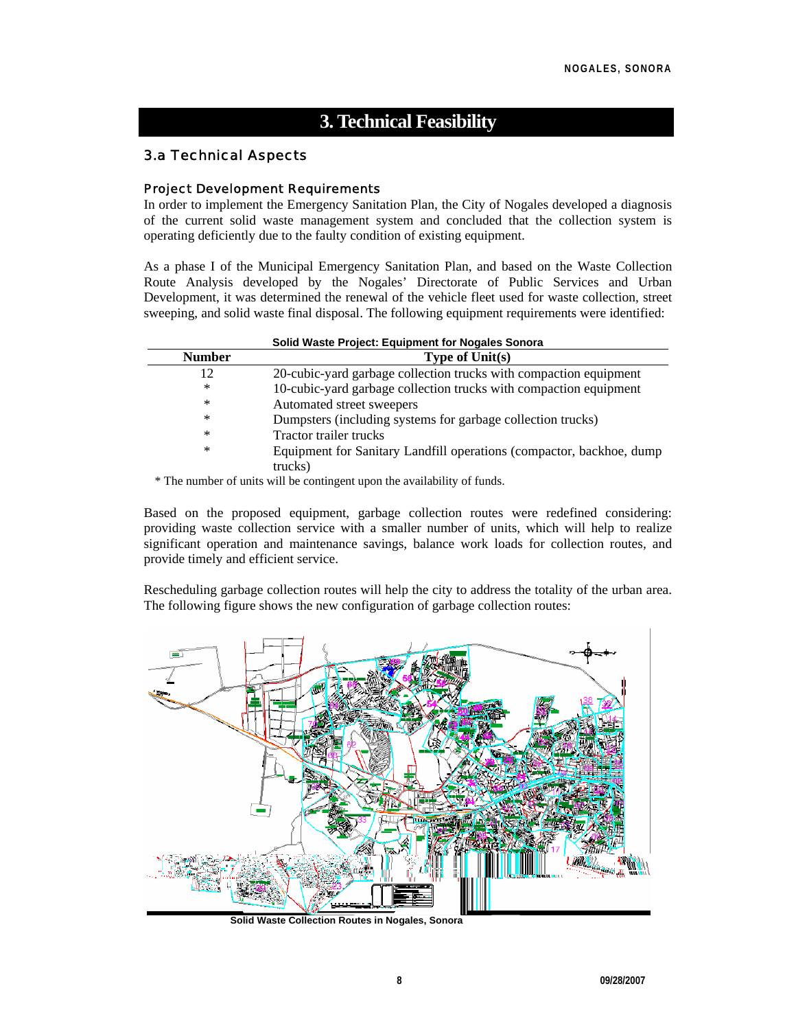# 3. Technical Feasibility

## 3.a Technical Aspects

### Project Development Requirements

In order to implement the Emergency Sanitation Plan, the City of Nogales developed a diagnosis of the current solid waste management system and concluded that the collection system is operating deficiently due to the faulty condition of existing equipment.

As a phase I of the Municipal Emergency Sanitation Plan, and based on the Waste Collection Route Analysis developed by the Nogales' Directorate of Public Services and Urban Development, it was determined the renewal of the vehicle fleet used for waste collection, street sweeping, and solid waste final disposal. The following equipment requirements were identified:

**Solid Waste Project: Equipment for Nogales Sonora**

| Number | Type of Unit(s) |
|---|---|
| 12 | 20-cubic-yard garbage collection trucks with compaction equipment |
| * | 10-cubic-yard garbage collection trucks with compaction equipment |
| * | Automated street sweepers |
| * | Dumpsters (including systems for garbage collection trucks) |
| * | Tractor trailer trucks |
| * | Equipment for Sanitary Landfill operations (compactor, backhoe, dump trucks) |

\* The number of units will be contingent upon the availability of funds.

Based on the proposed equipment, garbage collection routes were redefined considering: providing waste collection service with a smaller number of units, which will help to realize significant operation and maintenance savings, balance work loads for collection routes, and provide timely and efficient service.

Rescheduling garbage collection routes will help the city to address the totality of the urban area. The following figure shows the new configuration of garbage collection routes:

Solid Waste Collection Routes in Nogales, Sonora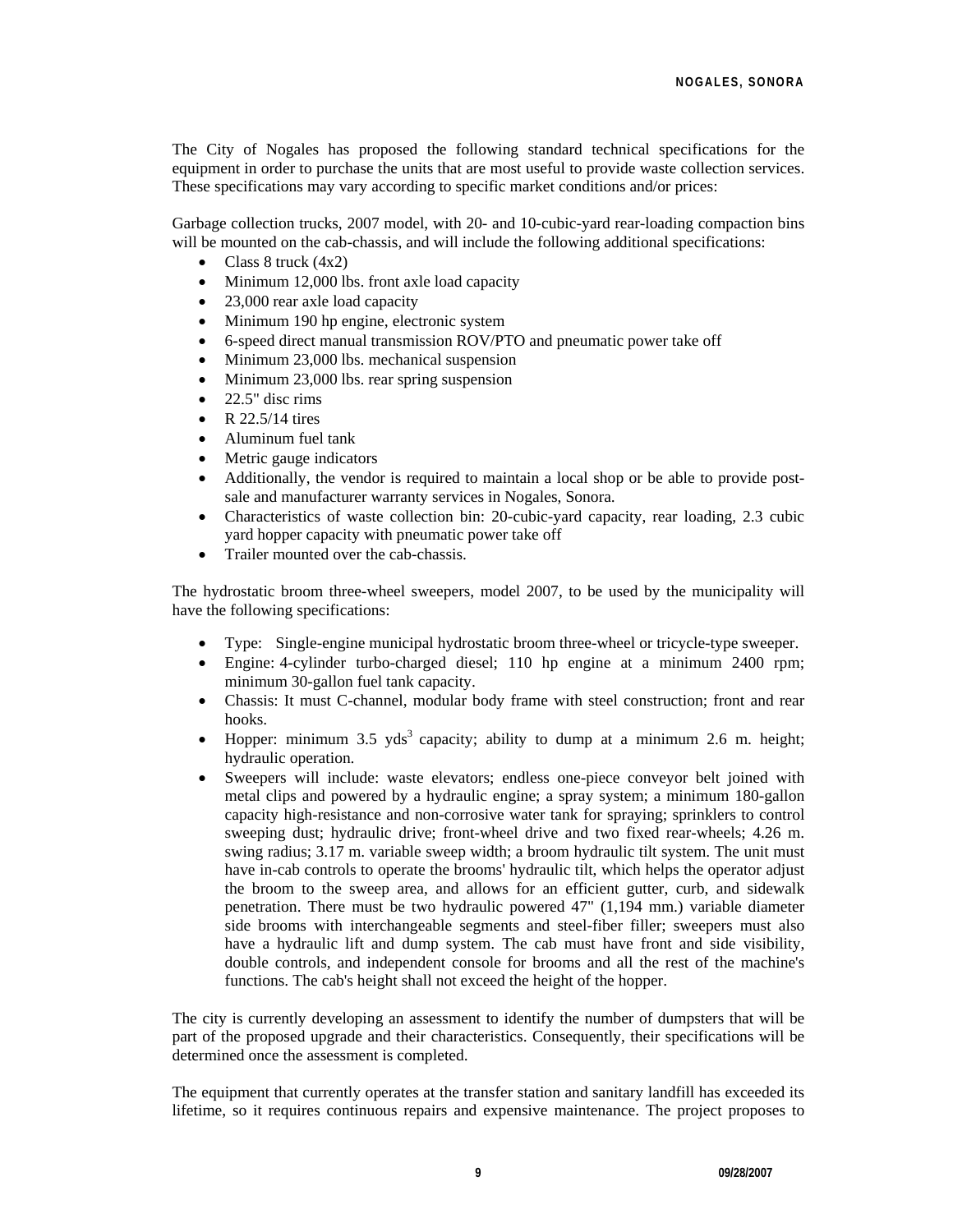The City of Nogales has proposed the following standard technical specifications for the equipment in order to purchase the units that are most useful to provide waste collection services. These specifications may vary according to specific market conditions and/or prices:

Garbage collection trucks, 2007 model, with 20- and 10-cubic-yard rear-loading compaction bins will be mounted on the cab-chassis, and will include the following additional specifications:

- Class 8 truck (4x2)
- Minimum 12,000 lbs. front axle load capacity
- 23,000 rear axle load capacity
- Minimum 190 hp engine, electronic system
- 6-speed direct manual transmission ROV/PTO and pneumatic power take off
- Minimum 23,000 lbs. mechanical suspension
- Minimum 23,000 lbs. rear spring suspension
- 22.5" disc rims
- R 22.5/14 tires
- Aluminum fuel tank
- Metric gauge indicators
- Additionally, the vendor is required to maintain a local shop or be able to provide post-sale and manufacturer warranty services in Nogales, Sonora.
- Characteristics of waste collection bin: 20-cubic-yard capacity, rear loading, 2.3 cubic yard hopper capacity with pneumatic power take off
- Trailer mounted over the cab-chassis.

The hydrostatic broom three-wheel sweepers, model 2007, to be used by the municipality will have the following specifications:

- Type: Single-engine municipal hydrostatic broom three-wheel or tricycle-type sweeper.
- Engine: 4-cylinder turbo-charged diesel; 110 hp engine at a minimum 2400 rpm; minimum 30-gallon fuel tank capacity.
- Chassis: It must C-channel, modular body frame with steel construction; front and rear hooks.
- Hopper: minimum 3.5 $yds^3$ capacity; ability to dump at a minimum 2.6 m. height; hydraulic operation.
- Sweepers will include: waste elevators; endless one-piece conveyor belt joined with metal clips and powered by a hydraulic engine; a spray system; a minimum 180-gallon capacity high-resistance and non-corrosive water tank for spraying; sprinklers to control sweeping dust; hydraulic drive; front-wheel drive and two fixed rear-wheels; 4.26 m. swing radius; 3.17 m. variable sweep width; a broom hydraulic tilt system. The unit must have in-cab controls to operate the brooms' hydraulic tilt, which helps the operator adjust the broom to the sweep area, and allows for an efficient gutter, curb, and sidewalk penetration. There must be two hydraulic powered 47" (1,194 mm.) variable diameter side brooms with interchangeable segments and steel-fiber filler; sweepers must also have a hydraulic lift and dump system. The cab must have front and side visibility, double controls, and independent console for brooms and all the rest of the machine's functions. The cab's height shall not exceed the height of the hopper.

The city is currently developing an assessment to identify the number of dumpsters that will be part of the proposed upgrade and their characteristics. Consequently, their specifications will be determined once the assessment is completed.

The equipment that currently operates at the transfer station and sanitary landfill has exceeded its lifetime, so it requires continuous repairs and expensive maintenance. The project proposes to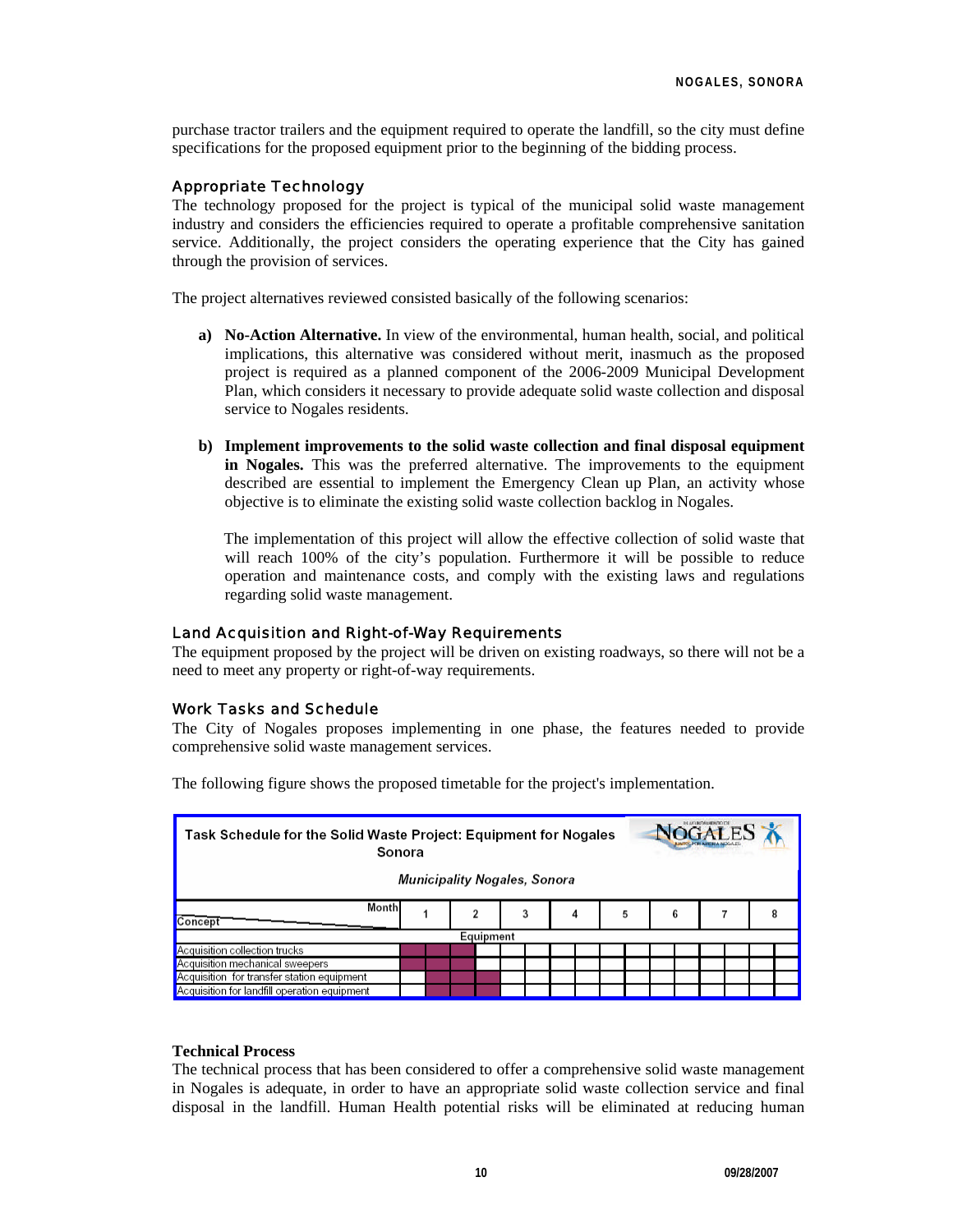purchase tractor trailers and the equipment required to operate the landfill, so the city must define specifications for the proposed equipment prior to the beginning of the bidding process.

### Appropriate Technology

The technology proposed for the project is typical of the municipal solid waste management industry and considers the efficiencies required to operate a profitable comprehensive sanitation service. Additionally, the project considers the operating experience that the City has gained through the provision of services.

The project alternatives reviewed consisted basically of the following scenarios:

**a) No-Action Alternative.** In view of the environmental, human health, social, and political implications, this alternative was considered without merit, inasmuch as the proposed project is required as a planned component of the 2006-2009 Municipal Development Plan, which considers it necessary to provide adequate solid waste collection and disposal service to Nogales residents.

**b) Implement improvements to the solid waste collection and final disposal equipment in Nogales.** This was the preferred alternative. The improvements to the equipment described are essential to implement the Emergency Clean up Plan, an activity whose objective is to eliminate the existing solid waste collection backlog in Nogales.

The implementation of this project will allow the effective collection of solid waste that will reach 100% of the city's population. Furthermore it will be possible to reduce operation and maintenance costs, and comply with the existing laws and regulations regarding solid waste management.

### Land Acquisition and Right-of-Way Requirements

The equipment proposed by the project will be driven on existing roadways, so there will not be a need to meet any property or right-of-way requirements.

### Work Tasks and Schedule

The City of Nogales proposes implementing in one phase, the features needed to provide comprehensive solid waste management services.

The following figure shows the proposed timetable for the project's implementation.

**Task Schedule for the Solid Waste Project: Equipment for Nogales Sonora**

*Municipality Nogales, Sonora*

| Concept / Month | 1 | | 2 | | 3 | | 4 | | 5 | | 6 | | 7 | | 8 | |
|---|---|---|---|---|---|---|---|---|---|---|---|---|---|---|---|---|
| **Equipment** | | | | | | | | | | | | | | | | |
| Acquisition collection trucks | ■ | ■ | ■ | | | | | | | | | | | | | |
| Acquisition mechanical sweepers | ■ | ■ | ■ | | | | | | | | | | | | | |
| Acquisition for transfer station equipment | | ■ | ■ | ■ | | | | | | | | | | | | |
| Acquisition for landfill operation equipment | | ■ | ■ | ■ | | | | | | | | | | | | |

**Technical Process**

The technical process that has been considered to offer a comprehensive solid waste management in Nogales is adequate, in order to have an appropriate solid waste collection service and final disposal in the landfill. Human Health potential risks will be eliminated at reducing human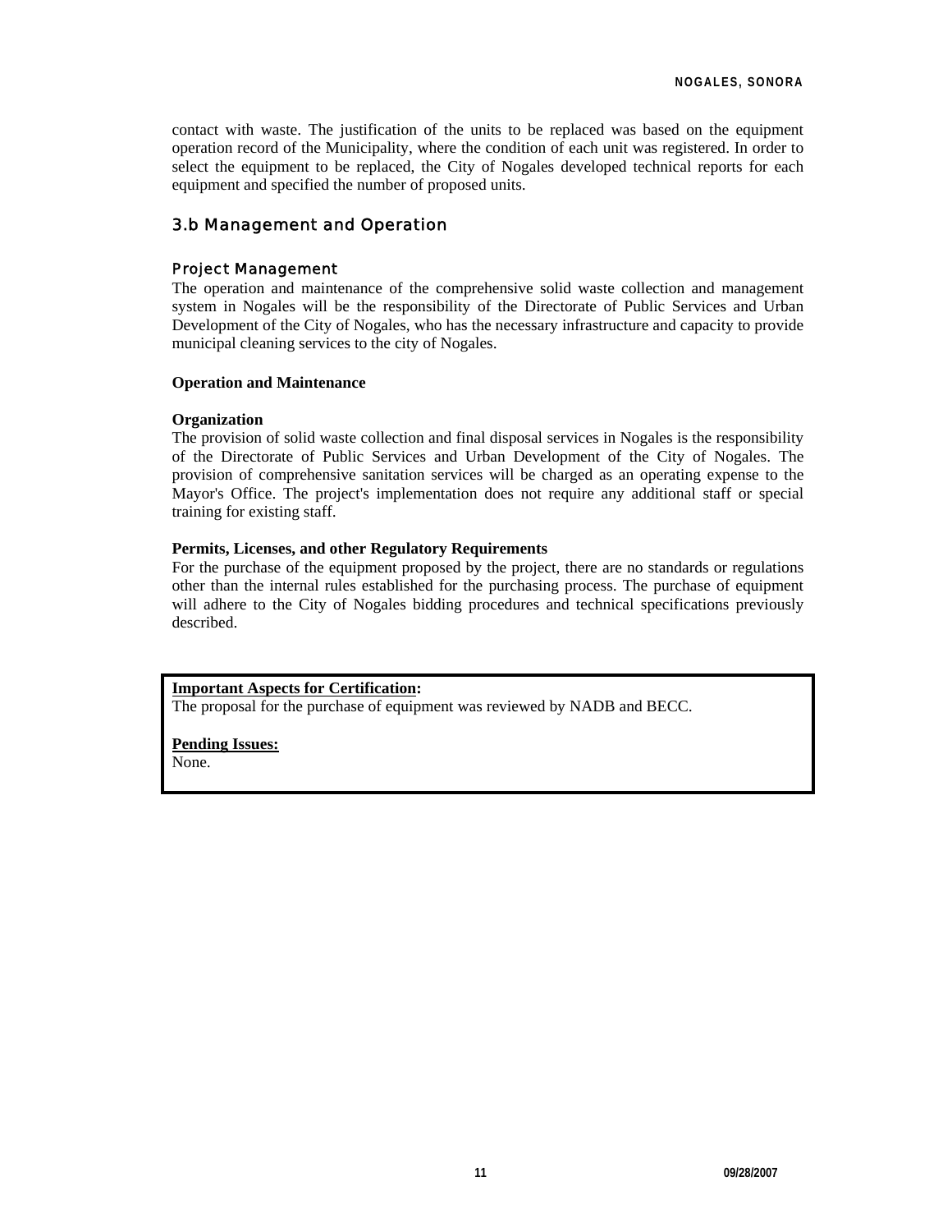contact with waste. The justification of the units to be replaced was based on the equipment operation record of the Municipality, where the condition of each unit was registered. In order to select the equipment to be replaced, the City of Nogales developed technical reports for each equipment and specified the number of proposed units.

## 3.b Management and Operation

### Project Management

The operation and maintenance of the comprehensive solid waste collection and management system in Nogales will be the responsibility of the Directorate of Public Services and Urban Development of the City of Nogales, who has the necessary infrastructure and capacity to provide municipal cleaning services to the city of Nogales.

**Operation and Maintenance**

**Organization**

The provision of solid waste collection and final disposal services in Nogales is the responsibility of the Directorate of Public Services and Urban Development of the City of Nogales. The provision of comprehensive sanitation services will be charged as an operating expense to the Mayor's Office. The project's implementation does not require any additional staff or special training for existing staff.

**Permits, Licenses, and other Regulatory Requirements**

For the purchase of the equipment proposed by the project, there are no standards or regulations other than the internal rules established for the purchasing process. The purchase of equipment will adhere to the City of Nogales bidding procedures and technical specifications previously described.

**Important Aspects for Certification:**

The proposal for the purchase of equipment was reviewed by NADB and BECC.

**Pending Issues:**

None.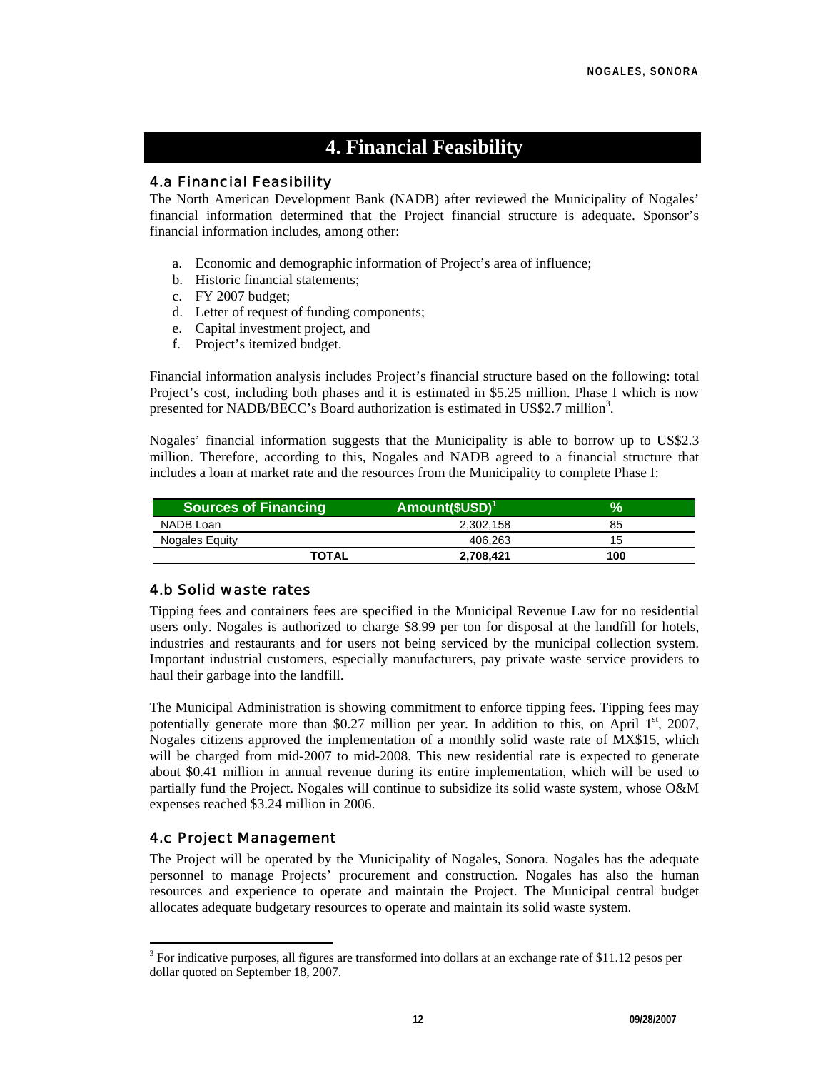# 4. Financial Feasibility

## 4.a Financial Feasibility

The North American Development Bank (NADB) after reviewed the Municipality of Nogales' financial information determined that the Project financial structure is adequate. Sponsor's financial information includes, among other:

a. Economic and demographic information of Project's area of influence;
b. Historic financial statements;
c. FY 2007 budget;
d. Letter of request of funding components;
e. Capital investment project, and
f. Project's itemized budget.

Financial information analysis includes Project's financial structure based on the following: total Project's cost, including both phases and it is estimated in $5.25 million. Phase I which is now presented for NADB/BECC's Board authorization is estimated in US$2.7 million[3].

Nogales' financial information suggests that the Municipality is able to borrow up to US$2.3 million. Therefore, according to this, Nogales and NADB agreed to a financial structure that includes a loan at market rate and the resources from the Municipality to complete Phase I:

| Sources of Financing | Amount($USD)[1] | % |
|---|---|---|
| NADB Loan | 2,302,158 | 85 |
| Nogales Equity | 406,263 | 15 |
| **TOTAL** | **2,708,421** | **100** |

## 4.b Solid waste rates

Tipping fees and containers fees are specified in the Municipal Revenue Law for no residential users only. Nogales is authorized to charge $8.99 per ton for disposal at the landfill for hotels, industries and restaurants and for users not being serviced by the municipal collection system. Important industrial customers, especially manufacturers, pay private waste service providers to haul their garbage into the landfill.

The Municipal Administration is showing commitment to enforce tipping fees. Tipping fees may potentially generate more than $0.27 million per year. In addition to this, on April 1st, 2007, Nogales citizens approved the implementation of a monthly solid waste rate of MX$15, which will be charged from mid-2007 to mid-2008. This new residential rate is expected to generate about $0.41 million in annual revenue during its entire implementation, which will be used to partially fund the Project. Nogales will continue to subsidize its solid waste system, whose O&M expenses reached $3.24 million in 2006.

## 4.c Project Management

The Project will be operated by the Municipality of Nogales, Sonora. Nogales has the adequate personnel to manage Projects' procurement and construction. Nogales has also the human resources and experience to operate and maintain the Project. The Municipal central budget allocates adequate budgetary resources to operate and maintain its solid waste system.

[3] For indicative purposes, all figures are transformed into dollars at an exchange rate of $11.12 pesos per dollar quoted on September 18, 2007.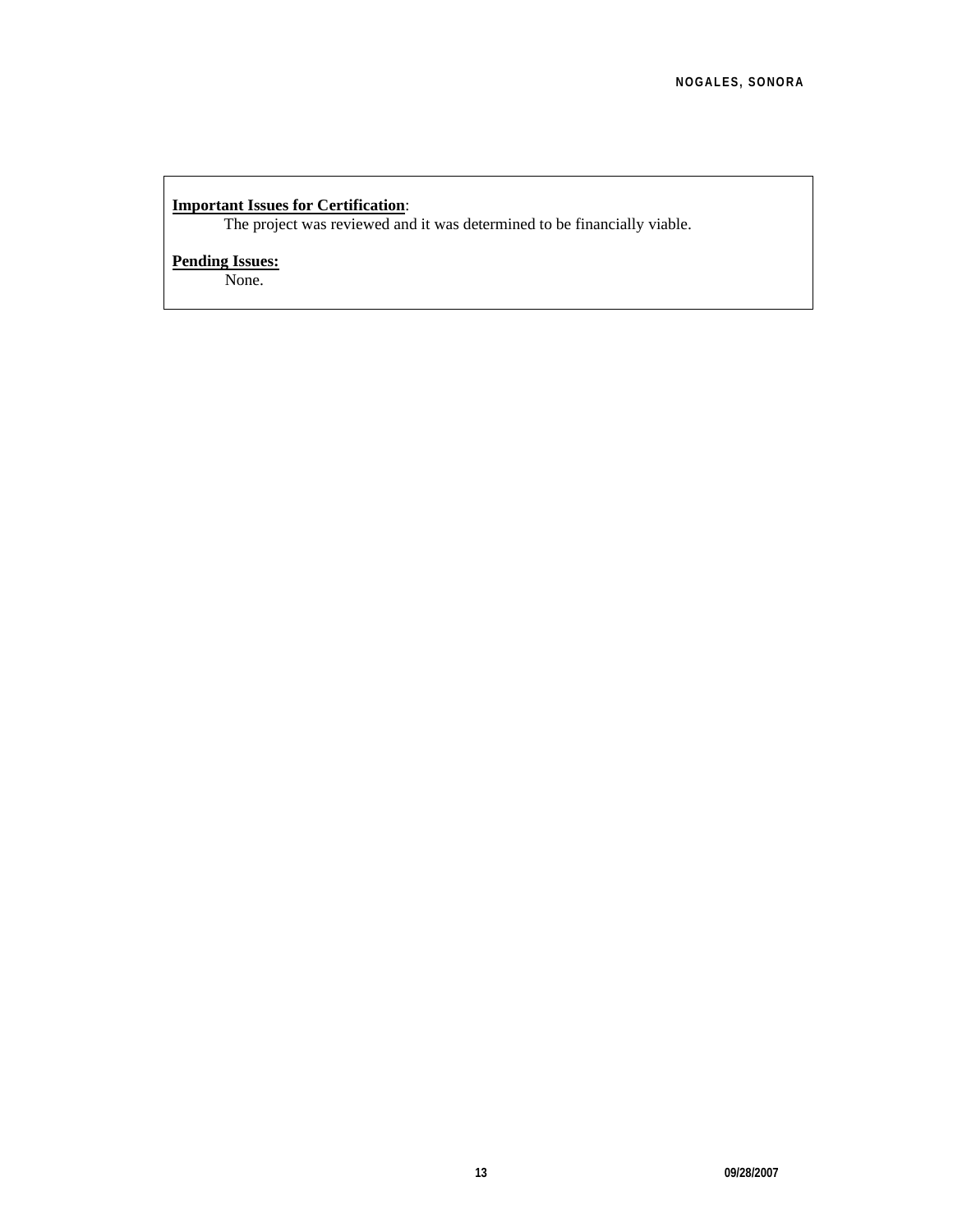**Important Issues for Certification**:

The project was reviewed and it was determined to be financially viable.

**Pending Issues:**

None.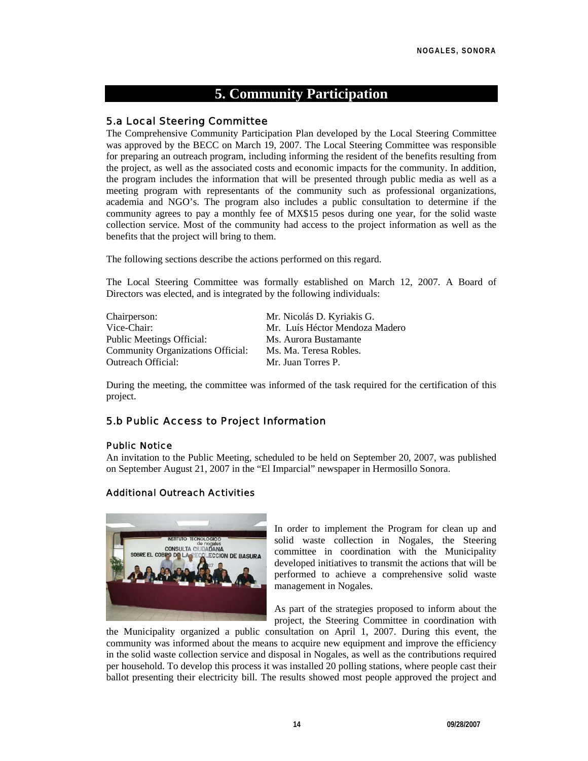# 5. Community Participation

## 5.a Local Steering Committee

The Comprehensive Community Participation Plan developed by the Local Steering Committee was approved by the BECC on March 19, 2007. The Local Steering Committee was responsible for preparing an outreach program, including informing the resident of the benefits resulting from the project, as well as the associated costs and economic impacts for the community. In addition, the program includes the information that will be presented through public media as well as a meeting program with representants of the community such as professional organizations, academia and NGO's. The program also includes a public consultation to determine if the community agrees to pay a monthly fee of MX$15 pesos during one year, for the solid waste collection service. Most of the community had access to the project information as well as the benefits that the project will bring to them.

The following sections describe the actions performed on this regard.

The Local Steering Committee was formally established on March 12, 2007. A Board of Directors was elected, and is integrated by the following individuals:

| | |
|---|---|
| Chairperson: | Mr. Nicolás D. Kyriakis G. |
| Vice-Chair: | Mr. Luís Héctor Mendoza Madero |
| Public Meetings Official: | Ms. Aurora Bustamante |
| Community Organizations Official: | Ms. Ma. Teresa Robles. |
| Outreach Official: | Mr. Juan Torres P. |

During the meeting, the committee was informed of the task required for the certification of this project.

## 5.b Public Access to Project Information

### Public Notice

An invitation to the Public Meeting, scheduled to be held on September 20, 2007, was published on September August 21, 2007 in the "El Imparcial" newspaper in Hermosillo Sonora.

### Additional Outreach Activities

In order to implement the Program for clean up and solid waste collection in Nogales, the Steering committee in coordination with the Municipality developed initiatives to transmit the actions that will be performed to achieve a comprehensive solid waste management in Nogales.

As part of the strategies proposed to inform about the project, the Steering Committee in coordination with the Municipality organized a public consultation on April 1, 2007. During this event, the community was informed about the means to acquire new equipment and improve the efficiency in the solid waste collection service and disposal in Nogales, as well as the contributions required per household. To develop this process it was installed 20 polling stations, where people cast their ballot presenting their electricity bill. The results showed most people approved the project and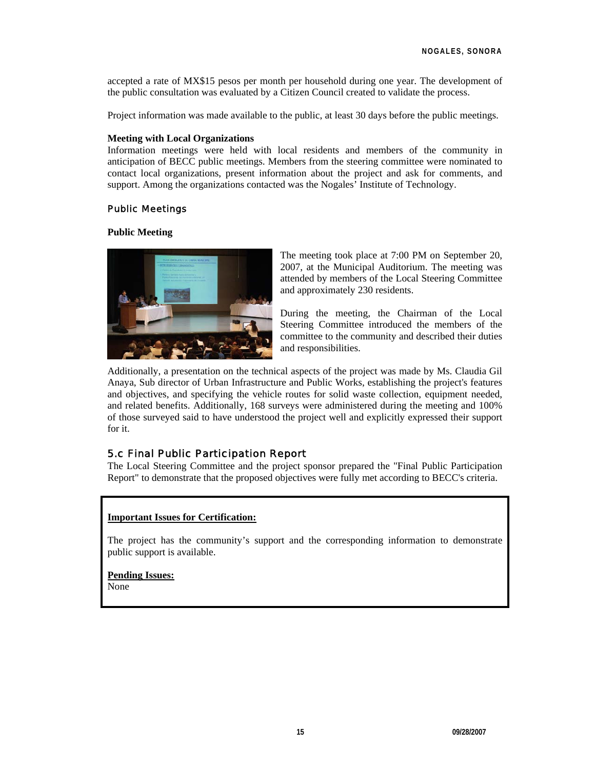accepted a rate of MX$15 pesos per month per household during one year. The development of the public consultation was evaluated by a Citizen Council created to validate the process.

Project information was made available to the public, at least 30 days before the public meetings.

**Meeting with Local Organizations**

Information meetings were held with local residents and members of the community in anticipation of BECC public meetings. Members from the steering committee were nominated to contact local organizations, present information about the project and ask for comments, and support. Among the organizations contacted was the Nogales' Institute of Technology.

### Public Meetings

**Public Meeting**

The meeting took place at 7:00 PM on September 20, 2007, at the Municipal Auditorium. The meeting was attended by members of the Local Steering Committee and approximately 230 residents.

During the meeting, the Chairman of the Local Steering Committee introduced the members of the committee to the community and described their duties and responsibilities.

Additionally, a presentation on the technical aspects of the project was made by Ms. Claudia Gil Anaya, Sub director of Urban Infrastructure and Public Works, establishing the project's features and objectives, and specifying the vehicle routes for solid waste collection, equipment needed, and related benefits. Additionally, 168 surveys were administered during the meeting and 100% of those surveyed said to have understood the project well and explicitly expressed their support for it.

## 5.c Final Public Participation Report

The Local Steering Committee and the project sponsor prepared the "Final Public Participation Report" to demonstrate that the proposed objectives were fully met according to BECC's criteria.

**Important Issues for Certification:**

The project has the community's support and the corresponding information to demonstrate public support is available.

**Pending Issues:**
None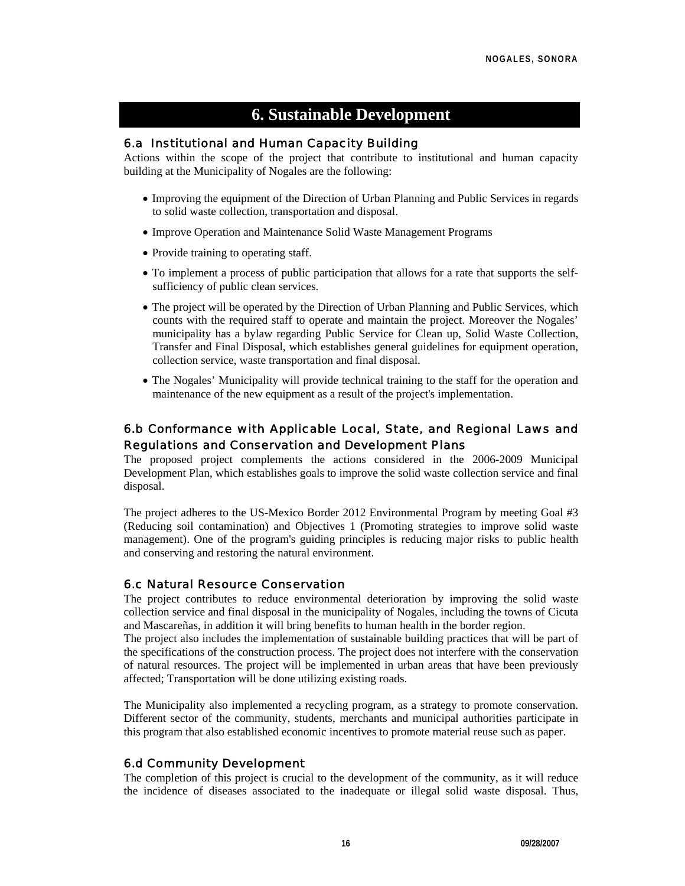# 6. Sustainable Development

## 6.a Institutional and Human Capacity Building

Actions within the scope of the project that contribute to institutional and human capacity building at the Municipality of Nogales are the following:

- Improving the equipment of the Direction of Urban Planning and Public Services in regards to solid waste collection, transportation and disposal.
- Improve Operation and Maintenance Solid Waste Management Programs
- Provide training to operating staff.
- To implement a process of public participation that allows for a rate that supports the self-sufficiency of public clean services.
- The project will be operated by the Direction of Urban Planning and Public Services, which counts with the required staff to operate and maintain the project. Moreover the Nogales' municipality has a bylaw regarding Public Service for Clean up, Solid Waste Collection, Transfer and Final Disposal, which establishes general guidelines for equipment operation, collection service, waste transportation and final disposal.
- The Nogales' Municipality will provide technical training to the staff for the operation and maintenance of the new equipment as a result of the project's implementation.

## 6.b Conformance with Applicable Local, State, and Regional Laws and Regulations and Conservation and Development Plans

The proposed project complements the actions considered in the 2006-2009 Municipal Development Plan, which establishes goals to improve the solid waste collection service and final disposal.

The project adheres to the US-Mexico Border 2012 Environmental Program by meeting Goal #3 (Reducing soil contamination) and Objectives 1 (Promoting strategies to improve solid waste management). One of the program's guiding principles is reducing major risks to public health and conserving and restoring the natural environment.

## 6.c Natural Resource Conservation

The project contributes to reduce environmental deterioration by improving the solid waste collection service and final disposal in the municipality of Nogales, including the towns of Cicuta and Mascareñas, in addition it will bring benefits to human health in the border region.

The project also includes the implementation of sustainable building practices that will be part of the specifications of the construction process. The project does not interfere with the conservation of natural resources. The project will be implemented in urban areas that have been previously affected; Transportation will be done utilizing existing roads.

The Municipality also implemented a recycling program, as a strategy to promote conservation. Different sector of the community, students, merchants and municipal authorities participate in this program that also established economic incentives to promote material reuse such as paper.

## 6.d Community Development

The completion of this project is crucial to the development of the community, as it will reduce the incidence of diseases associated to the inadequate or illegal solid waste disposal. Thus,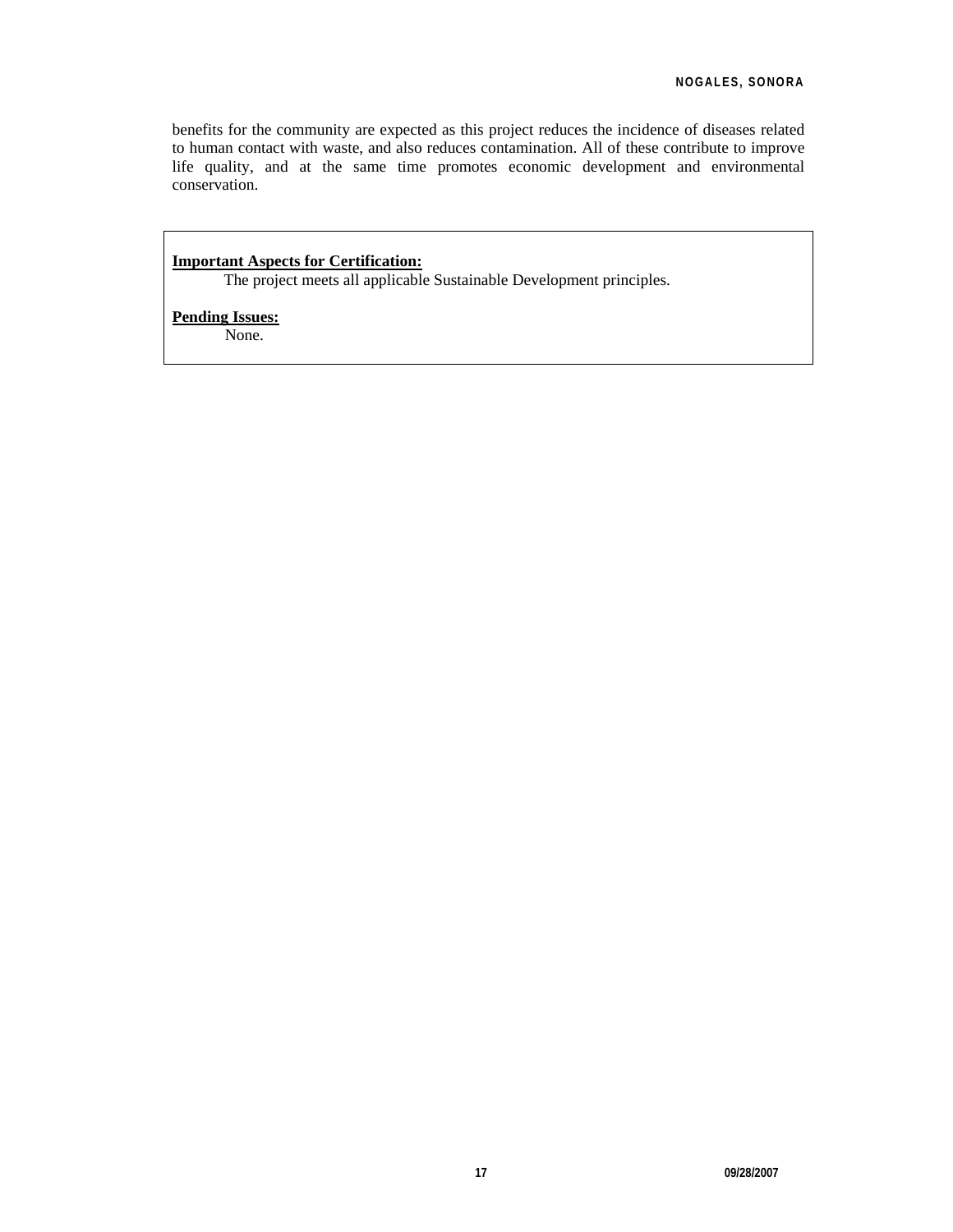benefits for the community are expected as this project reduces the incidence of diseases related to human contact with waste, and also reduces contamination. All of these contribute to improve life quality, and at the same time promotes economic development and environmental conservation.

**Important Aspects for Certification:**

The project meets all applicable Sustainable Development principles.

**Pending Issues:**

None.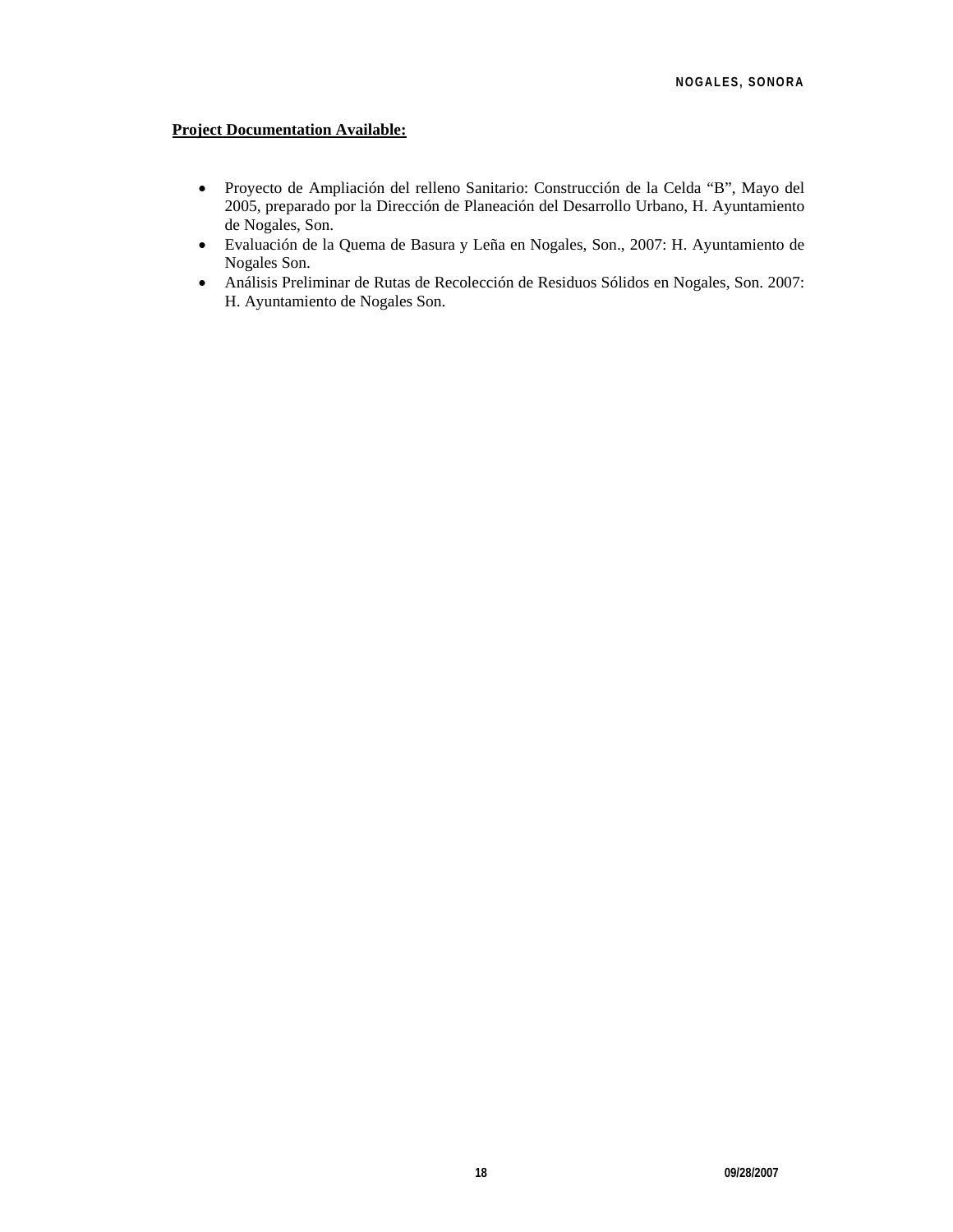**Project Documentation Available:**

- Proyecto de Ampliación del relleno Sanitario: Construcción de la Celda “B”, Mayo del 2005, preparado por la Dirección de Planeación del Desarrollo Urbano, H. Ayuntamiento de Nogales, Son.
- Evaluación de la Quema de Basura y Leña en Nogales, Son., 2007: H. Ayuntamiento de Nogales Son.
- Análisis Preliminar de Rutas de Recolección de Residuos Sólidos en Nogales, Son. 2007: H. Ayuntamiento de Nogales Son.